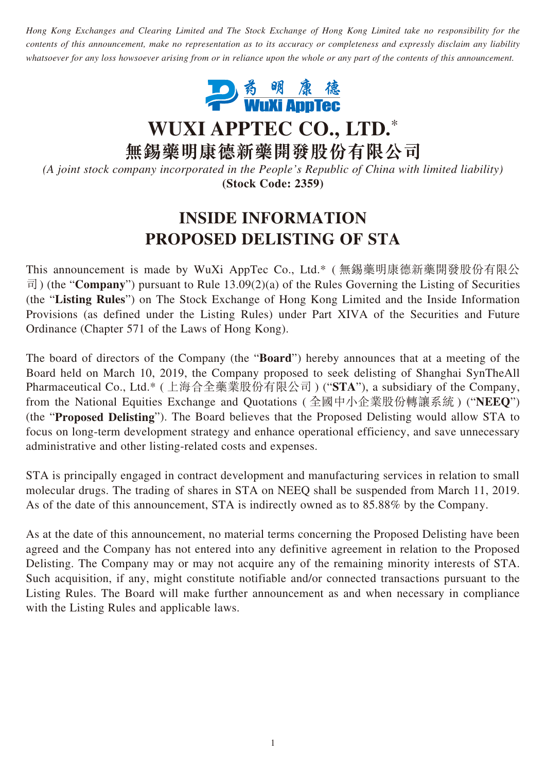*Hong Kong Exchanges and Clearing Limited and The Stock Exchange of Hong Kong Limited take no responsibility for the contents of this announcement, make no representation as to its accuracy or completeness and expressly disclaim any liability whatsoever for any loss howsoever arising from or in reliance upon the whole or any part of the contents of this announcement.*

# WUXI APPTEC CO., LTD.*
# 無錫藥明康德新藥開發股份有限公司

*(A joint stock company incorporated in the People's Republic of China with limited liability)*
**(Stock Code: 2359)**

## INSIDE INFORMATION
## PROPOSED DELISTING OF STA

This announcement is made by WuXi AppTec Co., Ltd.* (無錫藥明康德新藥開發股份有限公司) (the "**Company**") pursuant to Rule 13.09(2)(a) of the Rules Governing the Listing of Securities (the "**Listing Rules**") on The Stock Exchange of Hong Kong Limited and the Inside Information Provisions (as defined under the Listing Rules) under Part XIVA of the Securities and Future Ordinance (Chapter 571 of the Laws of Hong Kong).

The board of directors of the Company (the "**Board**") hereby announces that at a meeting of the Board held on March 10, 2019, the Company proposed to seek delisting of Shanghai SynTheAll Pharmaceutical Co., Ltd.* (上海合全藥業股份有限公司) ("**STA**"), a subsidiary of the Company, from the National Equities Exchange and Quotations (全國中小企業股份轉讓系統) ("**NEEQ**") (the "**Proposed Delisting**"). The Board believes that the Proposed Delisting would allow STA to focus on long-term development strategy and enhance operational efficiency, and save unnecessary administrative and other listing-related costs and expenses.

STA is principally engaged in contract development and manufacturing services in relation to small molecular drugs. The trading of shares in STA on NEEQ shall be suspended from March 11, 2019. As of the date of this announcement, STA is indirectly owned as to 85.88% by the Company.

As at the date of this announcement, no material terms concerning the Proposed Delisting have been agreed and the Company has not entered into any definitive agreement in relation to the Proposed Delisting. The Company may or may not acquire any of the remaining minority interests of STA. Such acquisition, if any, might constitute notifiable and/or connected transactions pursuant to the Listing Rules. The Board will make further announcement as and when necessary in compliance with the Listing Rules and applicable laws.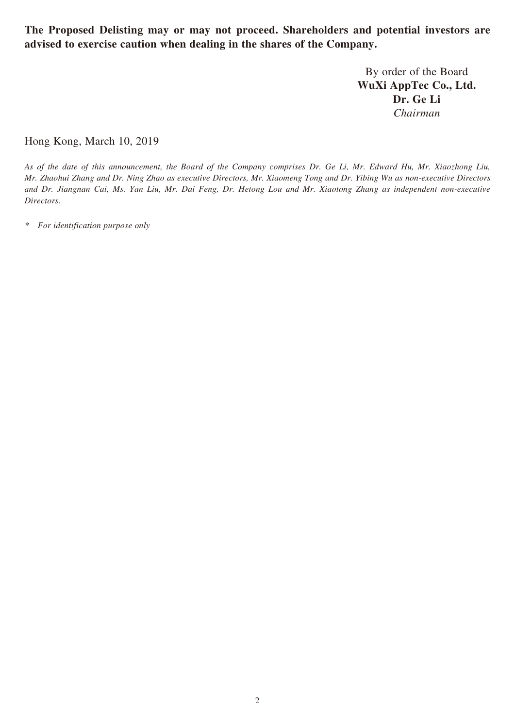**The Proposed Delisting may or may not proceed. Shareholders and potential investors are advised to exercise caution when dealing in the shares of the Company.**

By order of the Board
**WuXi AppTec Co., Ltd.**
**Dr. Ge Li**
*Chairman*

Hong Kong, March 10, 2019

*As of the date of this announcement, the Board of the Company comprises Dr. Ge Li, Mr. Edward Hu, Mr. Xiaozhong Liu, Mr. Zhaohui Zhang and Dr. Ning Zhao as executive Directors, Mr. Xiaomeng Tong and Dr. Yibing Wu as non-executive Directors and Dr. Jiangnan Cai, Ms. Yan Liu, Mr. Dai Feng, Dr. Hetong Lou and Mr. Xiaotong Zhang as independent non-executive Directors.*

\* *For identification purpose only*